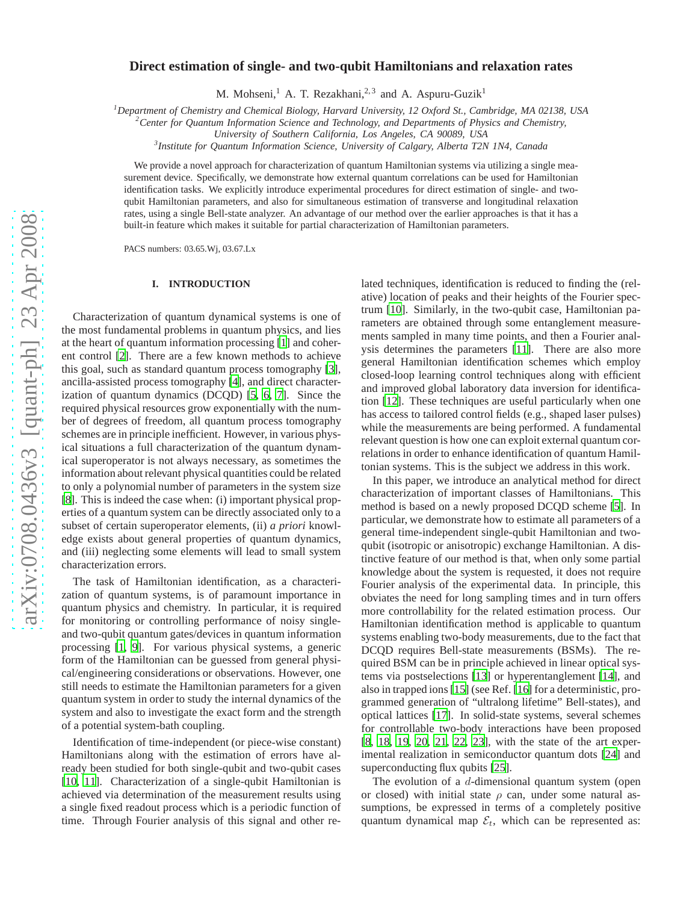# Direct estimation of single- and two-qubit Hamiltonians and relaxation rates

M. Mohseni,[1] A. T. Rezakhani,[2,3] and A. Aspuru-Guzik[1]

[1] *Department of Chemistry and Chemical Biology, Harvard University, 12 Oxford St., Cambridge, MA 02138, USA*
[2] *Center for Quantum Information Science and Technology, and Departments of Physics and Chemistry, University of Southern California, Los Angeles, CA 90089, USA*
[3] *Institute for Quantum Information Science, University of Calgary, Alberta T2N 1N4, Canada*

We provide a novel approach for characterization of quantum Hamiltonian systems via utilizing a single measurement device. Specifically, we demonstrate how external quantum correlations can be used for Hamiltonian identification tasks. We explicitly introduce experimental procedures for direct estimation of single- and two-qubit Hamiltonian parameters, and also for simultaneous estimation of transverse and longitudinal relaxation rates, using a single Bell-state analyzer. An advantage of our method over the earlier approaches is that it has a built-in feature which makes it suitable for partial characterization of Hamiltonian parameters.

PACS numbers: 03.65.Wj, 03.67.Lx

## I. INTRODUCTION

Characterization of quantum dynamical systems is one of the most fundamental problems in quantum physics, and lies at the heart of quantum information processing [1] and coherent control [2]. There are a few known methods to achieve this goal, such as standard quantum process tomography [3], ancilla-assisted process tomography [4], and direct characterization of quantum dynamics (DCQD) [5, 6, 7]. Since the required physical resources grow exponentially with the number of degrees of freedom, all quantum process tomography schemes are in principle inefficient. However, in various physical situations a full characterization of the quantum dynamical superoperator is not always necessary, as sometimes the information about relevant physical quantities could be related to only a polynomial number of parameters in the system size [8]. This is indeed the case when: (i) important physical properties of a quantum system can be directly associated only to a subset of certain superoperator elements, (ii) *a priori* knowledge exists about general properties of quantum dynamics, and (iii) neglecting some elements will lead to small system characterization errors.

The task of Hamiltonian identification, as a characterization of quantum systems, is of paramount importance in quantum physics and chemistry. In particular, it is required for monitoring or controlling performance of noisy single- and two-qubit quantum gates/devices in quantum information processing [1, 9]. For various physical systems, a generic form of the Hamiltonian can be guessed from general physical/engineering considerations or observations. However, one still needs to estimate the Hamiltonian parameters for a given quantum system in order to study the internal dynamics of the system and also to investigate the exact form and the strength of a potential system-bath coupling.

Identification of time-independent (or piece-wise constant) Hamiltonians along with the estimation of errors have already been studied for both single-qubit and two-qubit cases [10, 11]. Characterization of a single-qubit Hamiltonian is achieved via determination of the measurement results using a single fixed readout process which is a periodic function of time. Through Fourier analysis of this signal and other related techniques, identification is reduced to finding the (relative) location of peaks and their heights of the Fourier spectrum [10]. Similarly, in the two-qubit case, Hamiltonian parameters are obtained through some entanglement measurements sampled in many time points, and then a Fourier analysis determines the parameters [11]. There are also more general Hamiltonian identification schemes which employ closed-loop learning control techniques along with efficient and improved global laboratory data inversion for identification [12]. These techniques are useful particularly when one has access to tailored control fields (e.g., shaped laser pulses) while the measurements are being performed. A fundamental relevant question is how one can exploit external quantum correlations in order to enhance identification of quantum Hamiltonian systems. This is the subject we address in this work.

In this paper, we introduce an analytical method for direct characterization of important classes of Hamiltonians. This method is based on a newly proposed DCQD scheme [5]. In particular, we demonstrate how to estimate all parameters of a general time-independent single-qubit Hamiltonian and two-qubit (isotropic or anisotropic) exchange Hamiltonian. A distinctive feature of our method is that, when only some partial knowledge about the system is requested, it does not require Fourier analysis of the experimental data. In principle, this obviates the need for long sampling times and in turn offers more controllability for the related estimation process. Our Hamiltonian identification method is applicable to quantum systems enabling two-body measurements, due to the fact that DCQD requires Bell-state measurements (BSMs). The required BSM can be in principle achieved in linear optical systems via postselections [13] or hyperentanglement [14], and also in trapped ions [15] (see Ref. [16] for a deterministic, programmed generation of "ultralong lifetime" Bell-states), and optical lattices [17]. In solid-state systems, several schemes for controllable two-body interactions have been proposed [8, 18, 19, 20, 21, 22, 23], with the state of the art experimental realization in semiconductor quantum dots [24] and superconducting flux qubits [25].

The evolution of a $d$-dimensional quantum system (open or closed) with initial state $\rho$ can, under some natural assumptions, be expressed in terms of a completely positive quantum dynamical map $\mathcal{E}_t$, which can be represented as: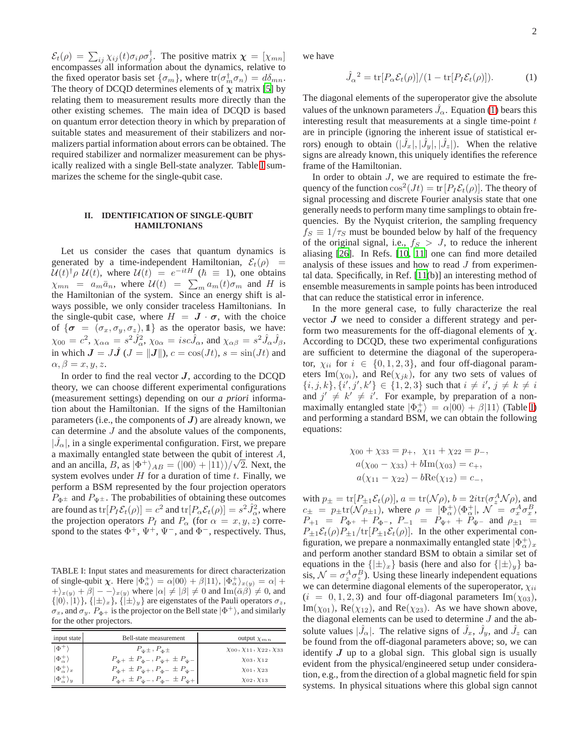$\mathcal{E}_t(\rho) = \sum_{ij} \chi_{ij}(t)\sigma_i \rho \sigma_j^\dagger$. The positive matrix $\boldsymbol{\chi} = [\chi_{mn}]$ encompasses all information about the dynamics, relative to the fixed operator basis set $\{\sigma_m\}$, where $\mathrm{tr}(\sigma_m^\dagger \sigma_n) = d\delta_{mn}$. The theory of DCQD determines elements of $\boldsymbol{\chi}$ matrix [5] by relating them to measurement results more directly than the other existing schemes. The main idea of DCQD is based on quantum error detection theory in which by preparation of suitable states and measurement of their stabilizers and normalizers partial information about errors can be obtained. The required stabilizer and normalizer measurement can be physically realized with a single Bell-state analyzer. Table I summarizes the scheme for the single-qubit case.

## II. IDENTIFICATION OF SINGLE-QUBIT HAMILTONIANS

Let us consider the cases that quantum dynamics is generated by a time-independent Hamiltonian, $\mathcal{E}_t(\rho) = \mathcal{U}(t)^\dagger \rho\, \mathcal{U}(t)$, where $\mathcal{U}(t) = e^{-itH}$ ($\hbar \equiv 1$), one obtains $\chi_{mn} = a_m \bar{a}_n$, where $\mathcal{U}(t) = \sum_m a_m(t)\sigma_m$ and $H$ is the Hamiltonian of the system. Since an energy shift is always possible, we only consider traceless Hamiltonians. In the single-qubit case, where $H = \boldsymbol{J}\cdot\boldsymbol{\sigma}$, with the choice of $\{\boldsymbol{\sigma} = (\sigma_x, \sigma_y, \sigma_z), \mathbb{1}\}$ as the operator basis, we have: $\chi_{00} = c^2$, $\chi_{\alpha\alpha} = s^2 \hat{J}_\alpha^2$, $\chi_{0\alpha} = isc\hat{J}_\alpha$, and $\chi_{\alpha\beta} = s^2 \hat{J}_\alpha \hat{J}_\beta$, in which $\boldsymbol{J} = J\hat{\boldsymbol{J}}$ ($J = \|\boldsymbol{J}\|$), $c = \cos(Jt)$, $s = \sin(Jt)$ and $\alpha, \beta = x, y, z$.

In order to find the real vector $\boldsymbol{J}$, according to the DCQD theory, we can choose different experimental configurations (measurement settings) depending on our *a priori* information about the Hamiltonian. If the signs of the Hamiltonian parameters (i.e., the components of $\boldsymbol{J}$) are already known, we can determine $J$ and the absolute values of the components, $|\hat{J}_\alpha|$, in a single experimental configuration. First, we prepare a maximally entangled state between the qubit of interest $A$, and an ancilla, $B$, as $|\Phi^+\rangle_{AB} = (|00\rangle + |11\rangle)/\sqrt{2}$. Next, the system evolves under $H$ for a duration of time $t$. Finally, we perform a BSM represented by the four projection operators $P_{\Phi^\pm}$ and $P_{\Psi^\pm}$. The probabilities of obtaining these outcomes are found as $\mathrm{tr}[P_I \mathcal{E}_t(\rho)] = c^2$ and $\mathrm{tr}[P_\alpha \mathcal{E}_t(\rho)] = s^2 \hat{J}_\alpha^2$, where the projection operators $P_I$ and $P_\alpha$ (for $\alpha = x, y, z$) correspond to the states $\Phi^+$, $\Psi^+$, $\Psi^-$, and $\Phi^-$, respectively. Thus, we have

$$\hat{J}_\alpha{}^2 = \mathrm{tr}[P_\alpha \mathcal{E}_t(\rho)]/(1 - \mathrm{tr}[P_I \mathcal{E}_t(\rho)]). \tag{1}$$

The diagonal elements of the superoperator give the absolute values of the unknown parameters $\hat{J}_\alpha$. Equation (1) bears this interesting result that measurements at a single time-point $t$ are in principle (ignoring the inherent issue of statistical errors) enough to obtain $(|\hat{J}_x|, |\hat{J}_y|, |\hat{J}_z|)$. When the relative signs are already known, this uniquely identifies the reference frame of the Hamiltonian.

In order to obtain $J$, we are required to estimate the frequency of the function $\cos^2(Jt) = \mathrm{tr}[P_I \mathcal{E}_t(\rho)]$. The theory of signal processing and discrete Fourier analysis state that one generally needs to perform many time samplings to obtain frequencies. By the Nyquist criterion, the sampling frequency $f_S \equiv 1/\tau_S$ must be bounded below by half of the frequency of the original signal, i.e., $f_S > J$, to reduce the inherent aliasing [26]. In Refs. [10, 11] one can find more detailed analysis of these issues and how to read $J$ from experimental data. Specifically, in Ref. [11(b)] an interesting method of ensemble measurements in sample points has been introduced that can reduce the statistical error in inference.

In the more general case, to fully characterize the real vector $\boldsymbol{J}$ we need to consider a different strategy and perform two measurements for the off-diagonal elements of $\boldsymbol{\chi}$. According to DCQD, these two experimental configurations are sufficient to determine the diagonal of the superoperator, $\chi_{ii}$ for $i \in \{0, 1, 2, 3\}$, and four off-diagonal parameters $\mathrm{Im}(\chi_{0i})$, and $\mathrm{Re}(\chi_{jk})$, for any two sets of values of $\{i, j, k\}, \{i', j', k'\} \in \{1, 2, 3\}$ such that $i \neq i'$, $j \neq k \neq i$ and $j' \neq k' \neq i'$. For example, by preparation of a nonmaximally entangled state $|\Phi_\alpha^+\rangle = \alpha|00\rangle + \beta|11\rangle$ (Table I) and performing a standard BSM, we can obtain the following equations:

$$\begin{aligned}
&\chi_{00} + \chi_{33} = p_+, \;\; \chi_{11} + \chi_{22} = p_-, \\
&a(\chi_{00} - \chi_{33}) + b\mathrm{Im}(\chi_{03}) = c_+, \\
&a(\chi_{11} - \chi_{22}) - b\mathrm{Re}(\chi_{12}) = c_-,
\end{aligned}$$

with $p_\pm = \mathrm{tr}[P_{\pm 1}\mathcal{E}_t(\rho)]$, $a = \mathrm{tr}(\mathcal{N}\rho)$, $b = 2i\mathrm{tr}(\sigma_z^A \mathcal{N}\rho)$, and $c_\pm = p_\pm \mathrm{tr}(\mathcal{N}\rho_{\pm 1})$, where $\rho = |\Phi_\alpha^+\rangle\langle\Phi_\alpha^+|$, $\mathcal{N} = \sigma_x^A \sigma_x^B$, $P_{+1} = P_{\Phi^+} + P_{\Phi^-}$, $P_{-1} = P_{\Psi^+} + P_{\Psi^-}$ and $\rho_{\pm 1} = P_{\pm 1}\mathcal{E}_t(\rho)P_{\pm 1}/\mathrm{tr}[P_{\pm 1}\mathcal{E}_t(\rho)]$. In the other experimental configuration, we prepare a nonmaximally entangled state $|\Phi_\alpha^+\rangle_x$ and perform another standard BSM to obtain a similar set of equations in the $\{|\pm\rangle_x\}$ basis (here and also for $\{|\pm\rangle_y\}$ basis, $\mathcal{N} = \sigma_z^A \sigma_z^B$). Using these linearly independent equations we can determine diagonal elements of the superoperator, $\chi_{ii}$ ($i = 0, 1, 2, 3$) and four off-diagonal parameters $\mathrm{Im}(\chi_{03})$, $\mathrm{Im}(\chi_{01})$, $\mathrm{Re}(\chi_{12})$, and $\mathrm{Re}(\chi_{23})$. As we have shown above, the diagonal elements can be used to determine $J$ and the absolute values $|\hat{J}_\alpha|$. The relative signs of $\hat{J}_x$, $\hat{J}_y$, and $\hat{J}_z$ can be found from the off-diagonal parameters above; so, we can identify $\boldsymbol{J}$ up to a global sign. This global sign is usually evident from the physical/engineered setup under consideration, e.g., from the direction of a global magnetic field for spin systems. In physical situations where this global sign cannot

TABLE I: Input states and measurements for direct characterization of single-qubit $\boldsymbol{\chi}$. Here $|\Phi_\alpha^+\rangle = \alpha|00\rangle + \beta|11\rangle$, $|\Phi_\alpha^+\rangle_{x(y)} = \alpha|++\rangle_{x(y)} + \beta|--\rangle_{x(y)}$ where $|\alpha| \neq |\beta| \neq 0$ and $\mathrm{Im}(\bar{\alpha}\beta) \neq 0$, and $\{|0\rangle, |1\rangle\}$, $\{|\pm\rangle_x\}$, $\{|\pm\rangle_y\}$ are eigenstates of the Pauli operators $\sigma_z$, $\sigma_x$, and $\sigma_y$. $P_{\Phi^+}$ is the projector on the Bell state $|\Phi^+\rangle$, and similarly for the other projectors.

| input state | Bell-state measurement | output $\chi_{mn}$ |
|---|---|---|
| $\lvert\Phi^+\rangle$ | $P_{\Psi^\pm}, P_{\Phi^\pm}$ | $\chi_{00}, \chi_{11}, \chi_{22}, \chi_{33}$ |
| $\lvert\Phi_\alpha^+\rangle$ | $P_{\Phi^+} \pm P_{\Phi^-}, P_{\Psi^+} \pm P_{\Psi^-}$ | $\chi_{03}, \chi_{12}$ |
| $\lvert\Phi_\alpha^+\rangle_x$ | $P_{\Phi^+} \pm P_{\Psi^+}, P_{\Phi^-} \pm P_{\Psi^-}$ | $\chi_{01}, \chi_{23}$ |
| $\lvert\Phi_\alpha^+\rangle_y$ | $P_{\Phi^+} \pm P_{\Psi^-}, P_{\Phi^-} \pm P_{\Psi^+}$ | $\chi_{02}, \chi_{13}$ |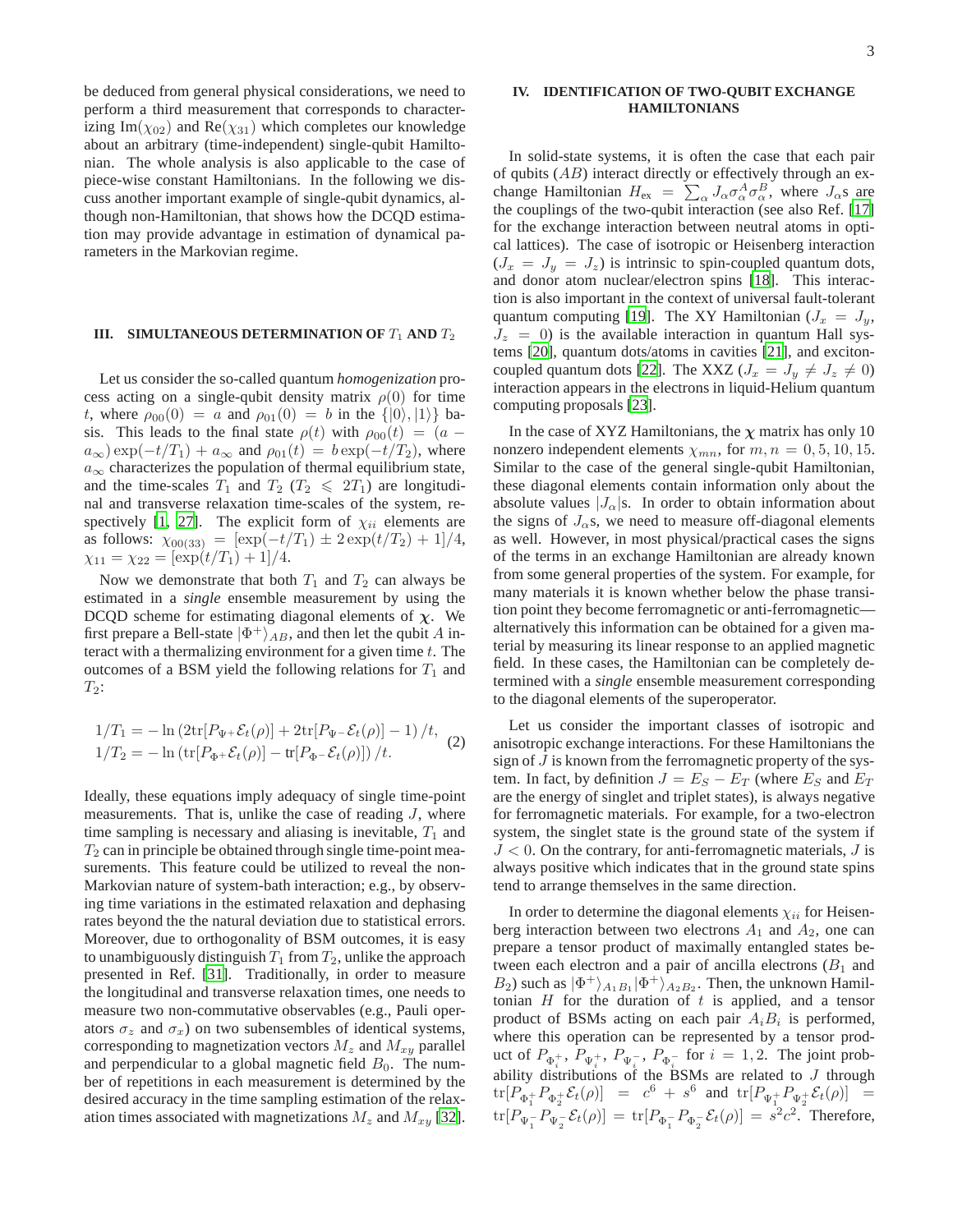be deduced from general physical considerations, we need to perform a third measurement that corresponds to characterizing $\mathrm{Im}(\chi_{02})$ and $\mathrm{Re}(\chi_{31})$ which completes our knowledge about an arbitrary (time-independent) single-qubit Hamiltonian. The whole analysis is also applicable to the case of piece-wise constant Hamiltonians. In the following we discuss another important example of single-qubit dynamics, although non-Hamiltonian, that shows how the DCQD estimation may provide advantage in estimation of dynamical parameters in the Markovian regime.

## III. SIMULTANEOUS DETERMINATION OF $T_1$ AND $T_2$

Let us consider the so-called quantum *homogenization* process acting on a single-qubit density matrix $\rho(0)$ for time $t$, where $\rho_{00}(0) = a$ and $\rho_{01}(0) = b$ in the $\{|0\rangle, |1\rangle\}$ basis. This leads to the final state $\rho(t)$ with $\rho_{00}(t) = (a - a_\infty)\exp(-t/T_1) + a_\infty$ and $\rho_{01}(t) = b\exp(-t/T_2)$, where $a_\infty$ characterizes the population of thermal equilibrium state, and the time-scales $T_1$ and $T_2$ ($T_2 \leqslant 2T_1$) are longitudinal and transverse relaxation time-scales of the system, respectively [1, 27]. The explicit form of $\chi_{ii}$ elements are as follows: $\chi_{00(33)} = [\exp(-t/T_1) \pm 2\exp(t/T_2) + 1]/4$, $\chi_{11} = \chi_{22} = [\exp(t/T_1) + 1]/4$.

Now we demonstrate that both $T_1$ and $T_2$ can always be estimated in a *single* ensemble measurement by using the DCQD scheme for estimating diagonal elements of $\boldsymbol{\chi}$. We first prepare a Bell-state $|\Phi^+\rangle_{AB}$, and then let the qubit $A$ interact with a thermalizing environment for a given time $t$. The outcomes of a BSM yield the following relations for $T_1$ and $T_2$:

$$
\begin{aligned}
1/T_1 &= -\ln\left(2\mathrm{tr}[P_{\Psi^+}\mathcal{E}_t(\rho)] + 2\mathrm{tr}[P_{\Psi^-}\mathcal{E}_t(\rho)] - 1\right)/t, \\
1/T_2 &= -\ln\left(\mathrm{tr}[P_{\Phi^+}\mathcal{E}_t(\rho)] - \mathrm{tr}[P_{\Phi^-}\mathcal{E}_t(\rho)]\right)/t.
\end{aligned} \tag{2}
$$

Ideally, these equations imply adequacy of single time-point measurements. That is, unlike the case of reading $J$, where time sampling is necessary and aliasing is inevitable, $T_1$ and $T_2$ can in principle be obtained through single time-point measurements. This feature could be utilized to reveal the non-Markovian nature of system-bath interaction; e.g., by observing time variations in the estimated relaxation and dephasing rates beyond the the natural deviation due to statistical errors. Moreover, due to orthogonality of BSM outcomes, it is easy to unambiguously distinguish $T_1$ from $T_2$, unlike the approach presented in Ref. [31]. Traditionally, in order to measure the longitudinal and transverse relaxation times, one needs to measure two non-commutative observables (e.g., Pauli operators $\sigma_z$ and $\sigma_x$) on two subensembles of identical systems, corresponding to magnetization vectors $M_z$ and $M_{xy}$ parallel and perpendicular to a global magnetic field $B_0$. The number of repetitions in each measurement is determined by the desired accuracy in the time sampling estimation of the relaxation times associated with magnetizations $M_z$ and $M_{xy}$ [32].

## IV. IDENTIFICATION OF TWO-QUBIT EXCHANGE HAMILTONIANS

In solid-state systems, it is often the case that each pair of qubits ($AB$) interact directly or effectively through an exchange Hamiltonian $H_{\rm ex} = \sum_\alpha J_\alpha \sigma_\alpha^A \sigma_\alpha^B$, where $J_\alpha$s are the couplings of the two-qubit interaction (see also Ref. [17] for the exchange interaction between neutral atoms in optical lattices). The case of isotropic or Heisenberg interaction ($J_x = J_y = J_z$) is intrinsic to spin-coupled quantum dots, and donor atom nuclear/electron spins [18]. This interaction is also important in the context of universal fault-tolerant quantum computing [19]. The XY Hamiltonian ($J_x = J_y$, $J_z = 0$) is the available interaction in quantum Hall systems [20], quantum dots/atoms in cavities [21], and exciton-coupled quantum dots [22]. The XXZ ($J_x = J_y \neq J_z \neq 0$) interaction appears in the electrons in liquid-Helium quantum computing proposals [23].

In the case of XYZ Hamiltonians, the $\boldsymbol{\chi}$ matrix has only 10 nonzero independent elements $\chi_{mn}$, for $m, n = 0, 5, 10, 15$. Similar to the case of the general single-qubit Hamiltonian, these diagonal elements contain information only about the absolute values $|J_\alpha|$s. In order to obtain information about the signs of $J_\alpha$s, we need to measure off-diagonal elements as well. However, in most physical/practical cases the signs of the terms in an exchange Hamiltonian are already known from some general properties of the system. For example, for many materials it is known whether below the phase transition point they become ferromagnetic or anti-ferromagnetic—alternatively this information can be obtained for a given material by measuring its linear response to an applied magnetic field. In these cases, the Hamiltonian can be completely determined with a *single* ensemble measurement corresponding to the diagonal elements of the superoperator.

Let us consider the important classes of isotropic and anisotropic exchange interactions. For these Hamiltonians the sign of $J$ is known from the ferromagnetic property of the system. In fact, by definition $J = E_S - E_T$ (where $E_S$ and $E_T$ are the energy of singlet and triplet states), is always negative for ferromagnetic materials. For example, for a two-electron system, the singlet state is the ground state of the system if $J < 0$. On the contrary, for anti-ferromagnetic materials, $J$ is always positive which indicates that in the ground state spins tend to arrange themselves in the same direction.

In order to determine the diagonal elements $\chi_{ii}$ for Heisenberg interaction between two electrons $A_1$ and $A_2$, one can prepare a tensor product of maximally entangled states between each electron and a pair of ancilla electrons ($B_1$ and $B_2$) such as $|\Phi^+\rangle_{A_1B_1}|\Phi^+\rangle_{A_2B_2}$. Then, the unknown Hamiltonian $H$ for the duration of $t$ is applied, and a tensor product of BSMs acting on each pair $A_iB_i$ is performed, where this operation can be represented by a tensor product of $P_{\Phi_i^+}$, $P_{\Psi_i^+}$, $P_{\Psi_i^-}$, $P_{\Phi_i^-}$ for $i = 1, 2$. The joint probability distributions of the BSMs are related to $J$ through $\mathrm{tr}[P_{\Phi_1^+}P_{\Phi_2^+}\mathcal{E}_t(\rho)] = c^6 + s^6$ and $\mathrm{tr}[P_{\Psi_1^+}P_{\Psi_2^+}\mathcal{E}_t(\rho)] = \mathrm{tr}[P_{\Psi_1^-}P_{\Psi_2^-}\mathcal{E}_t(\rho)] = \mathrm{tr}[P_{\Phi_1^-}P_{\Phi_2^-}\mathcal{E}_t(\rho)] = s^2c^2$. Therefore,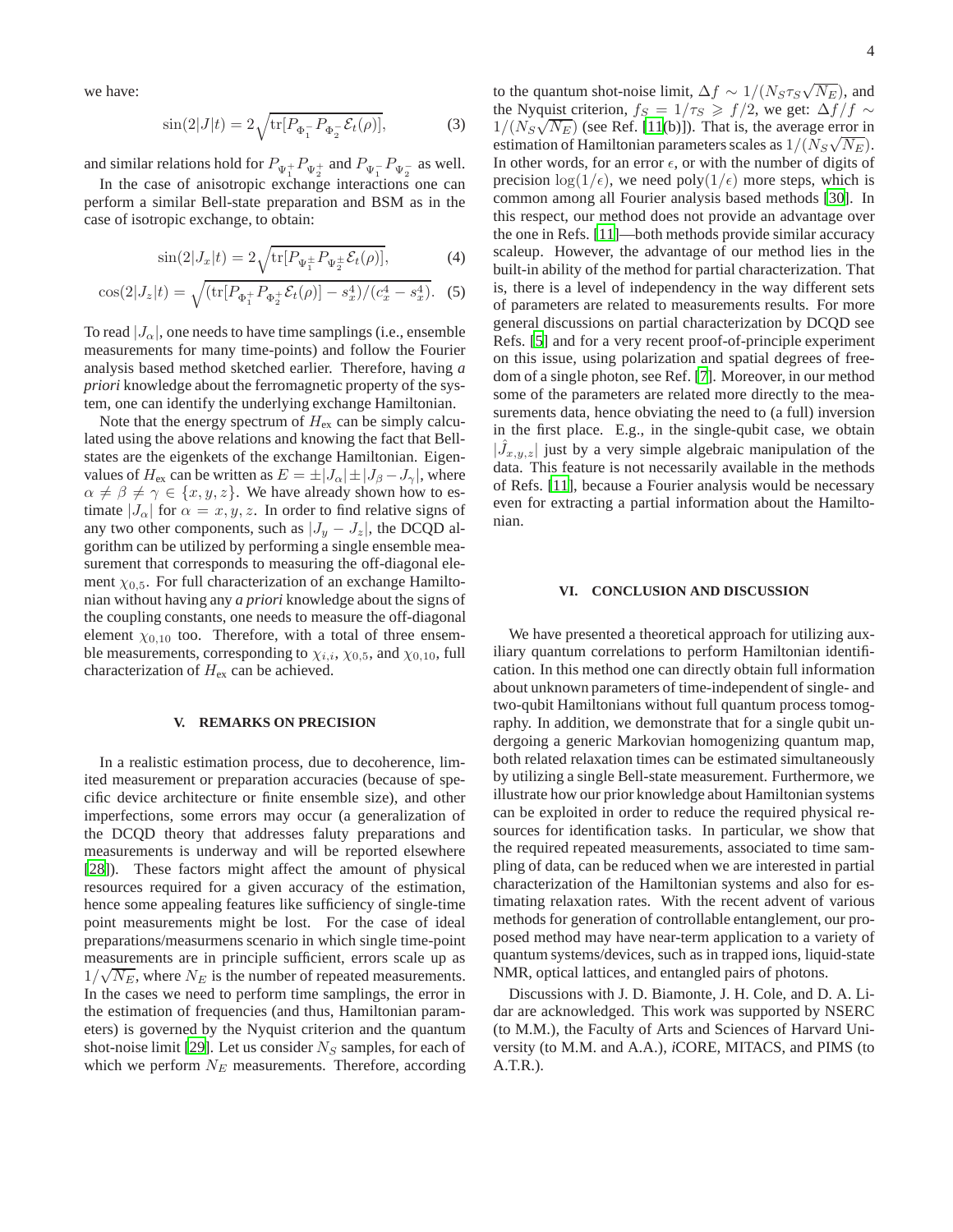we have:

$$\sin(2|J|t) = 2\sqrt{\mathrm{tr}[P_{\Phi_1^-}P_{\Phi_2^-}\mathcal{E}_t(\rho)]}, \tag{3}$$

and similar relations hold for $P_{\Psi_1^+}P_{\Psi_2^+}$ and $P_{\Psi_1^-}P_{\Psi_2^-}$ as well.

In the case of anisotropic exchange interactions one can perform a similar Bell-state preparation and BSM as in the case of isotropic exchange, to obtain:

$$\sin(2|J_x|t) = 2\sqrt{\mathrm{tr}[P_{\Psi_1^\pm}P_{\Psi_2^\pm}\mathcal{E}_t(\rho)]}, \tag{4}$$

$$\cos(2|J_z|t) = \sqrt{(\mathrm{tr}[P_{\Phi_1^+}P_{\Phi_2^+}\mathcal{E}_t(\rho)] - s_x^4)/(c_x^4 - s_x^4)}. \tag{5}$$

To read $|J_\alpha|$, one needs to have time samplings (i.e., ensemble measurements for many time-points) and follow the Fourier analysis based method sketched earlier. Therefore, having *a priori* knowledge about the ferromagnetic property of the system, one can identify the underlying exchange Hamiltonian.

Note that the energy spectrum of $H_{\text{ex}}$ can be simply calculated using the above relations and knowing the fact that Bell-states are the eigenkets of the exchange Hamiltonian. Eigenvalues of $H_{\text{ex}}$ can be written as $E = \pm|J_\alpha| \pm |J_\beta - J_\gamma|$, where $\alpha \neq \beta \neq \gamma \in \{x, y, z\}$. We have already shown how to estimate $|J_\alpha|$ for $\alpha = x, y, z$. In order to find relative signs of any two other components, such as $|J_y - J_z|$, the DCQD algorithm can be utilized by performing a single ensemble measurement that corresponds to measuring the off-diagonal element $\chi_{0,5}$. For full characterization of an exchange Hamiltonian without having any *a priori* knowledge about the signs of the coupling constants, one needs to measure the off-diagonal element $\chi_{0,10}$ too. Therefore, with a total of three ensemble measurements, corresponding to $\chi_{i,i}$, $\chi_{0,5}$, and $\chi_{0,10}$, full characterization of $H_{\text{ex}}$ can be achieved.

## V. REMARKS ON PRECISION

In a realistic estimation process, due to decoherence, limited measurement or preparation accuracies (because of specific device architecture or finite ensemble size), and other imperfections, some errors may occur (a generalization of the DCQD theory that addresses faluty preparations and measurements is underway and will be reported elsewhere [28]). These factors might affect the amount of physical resources required for a given accuracy of the estimation, hence some appealing features like sufficiency of single-time point measurements might be lost. For the case of ideal preparations/measurmens scenario in which single time-point measurements are in principle sufficient, errors scale up as $1/\sqrt{N_E}$, where $N_E$ is the number of repeated measurements. In the cases we need to perform time samplings, the error in the estimation of frequencies (and thus, Hamiltonian parameters) is governed by the Nyquist criterion and the quantum shot-noise limit [29]. Let us consider $N_S$ samples, for each of which we perform $N_E$ measurements. Therefore, according to the quantum shot-noise limit, $\Delta f \sim 1/(N_S \tau_S \sqrt{N_E})$, and the Nyquist criterion, $f_S = 1/\tau_S \geqslant f/2$, we get: $\Delta f/f \sim 1/(N_S\sqrt{N_E})$ (see Ref. [11(b)]). That is, the average error in estimation of Hamiltonian parameters scales as $1/(N_S\sqrt{N_E})$. In other words, for an error $\epsilon$, or with the number of digits of precision $\log(1/\epsilon)$, we need $\mathrm{poly}(1/\epsilon)$ more steps, which is common among all Fourier analysis based methods [30]. In this respect, our method does not provide an advantage over the one in Refs. [11]—both methods provide similar accuracy scaleup. However, the advantage of our method lies in the built-in ability of the method for partial characterization. That is, there is a level of independency in the way different sets of parameters are related to measurements results. For more general discussions on partial characterization by DCQD see Refs. [5] and for a very recent proof-of-principle experiment on this issue, using polarization and spatial degrees of freedom of a single photon, see Ref. [7]. Moreover, in our method some of the parameters are related more directly to the measurements data, hence obviating the need to (a full) inversion in the first place. E.g., in the single-qubit case, we obtain $|\hat{J}_{x,y,z}|$ just by a very simple algebraic manipulation of the data. This feature is not necessarily available in the methods of Refs. [11], because a Fourier analysis would be necessary even for extracting a partial information about the Hamiltonian.

## VI. CONCLUSION AND DISCUSSION

We have presented a theoretical approach for utilizing auxiliary quantum correlations to perform Hamiltonian identification. In this method one can directly obtain full information about unknown parameters of time-independent of single- and two-qubit Hamiltonians without full quantum process tomography. In addition, we demonstrate that for a single qubit undergoing a generic Markovian homogenizing quantum map, both related relaxation times can be estimated simultaneously by utilizing a single Bell-state measurement. Furthermore, we illustrate how our prior knowledge about Hamiltonian systems can be exploited in order to reduce the required physical resources for identification tasks. In particular, we show that the required repeated measurements, associated to time sampling of data, can be reduced when we are interested in partial characterization of the Hamiltonian systems and also for estimating relaxation rates. With the recent advent of various methods for generation of controllable entanglement, our proposed method may have near-term application to a variety of quantum systems/devices, such as in trapped ions, liquid-state NMR, optical lattices, and entangled pairs of photons.

Discussions with J. D. Biamonte, J. H. Cole, and D. A. Lidar are acknowledged. This work was supported by NSERC (to M.M.), the Faculty of Arts and Sciences of Harvard University (to M.M. and A.A.), *i*CORE, MITACS, and PIMS (to A.T.R.).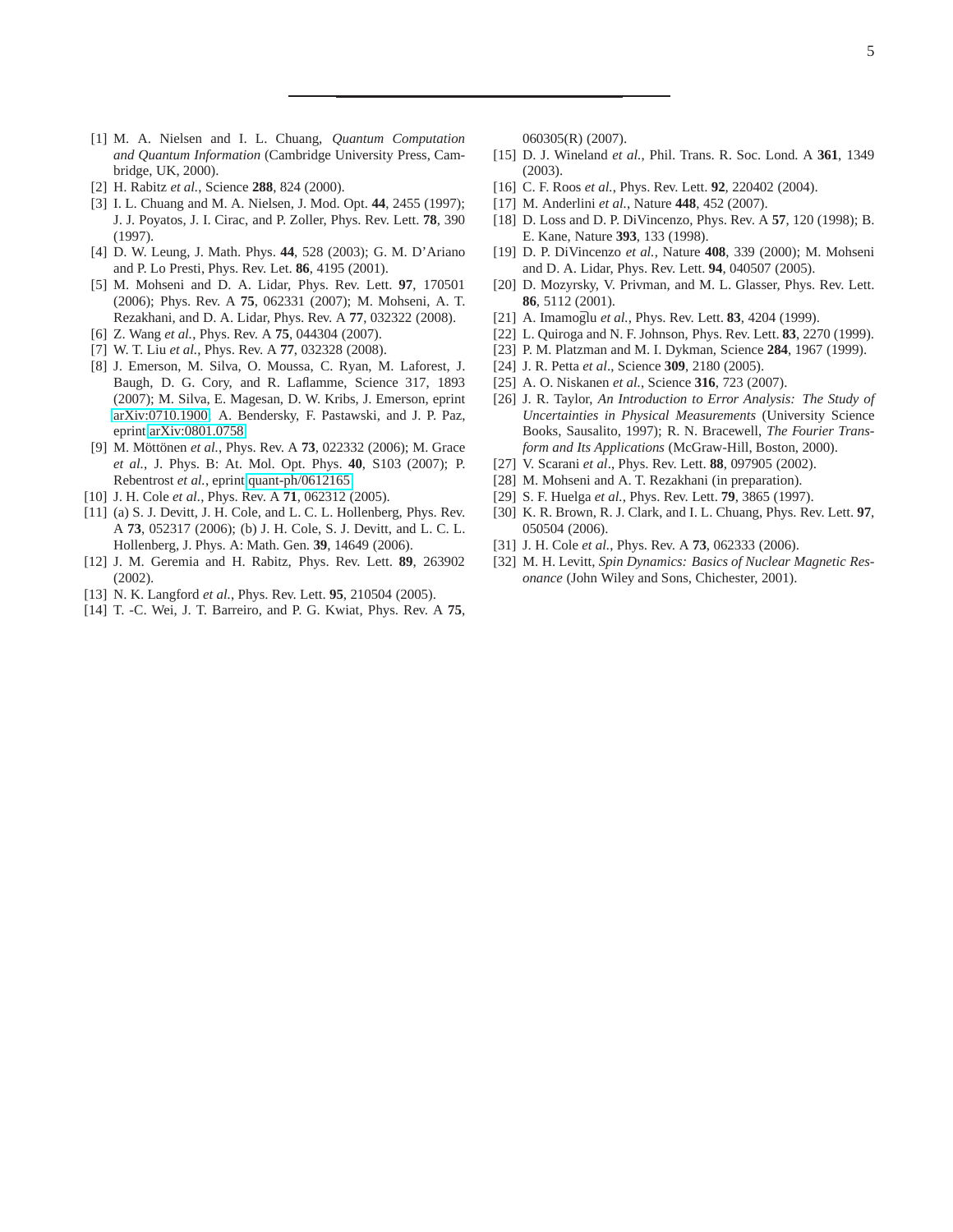[1] M. A. Nielsen and I. L. Chuang, *Quantum Computation and Quantum Information* (Cambridge University Press, Cambridge, UK, 2000).

[2] H. Rabitz *et al.*, Science **288**, 824 (2000).

[3] I. L. Chuang and M. A. Nielsen, J. Mod. Opt. **44**, 2455 (1997); J. J. Poyatos, J. I. Cirac, and P. Zoller, Phys. Rev. Lett. **78**, 390 (1997).

[4] D. W. Leung, J. Math. Phys. **44**, 528 (2003); G. M. D'Ariano and P. Lo Presti, Phys. Rev. Let. **86**, 4195 (2001).

[5] M. Mohseni and D. A. Lidar, Phys. Rev. Lett. **97**, 170501 (2006); Phys. Rev. A **75**, 062331 (2007); M. Mohseni, A. T. Rezakhani, and D. A. Lidar, Phys. Rev. A **77**, 032322 (2008).

[6] Z. Wang *et al.*, Phys. Rev. A **75**, 044304 (2007).

[7] W. T. Liu *et al.*, Phys. Rev. A **77**, 032328 (2008).

[8] J. Emerson, M. Silva, O. Moussa, C. Ryan, M. Laforest, J. Baugh, D. G. Cory, and R. Laflamme, Science 317, 1893 (2007); M. Silva, E. Magesan, D. W. Kribs, J. Emerson, eprint arXiv:0710.1900; A. Bendersky, F. Pastawski, and J. P. Paz, eprint arXiv:0801.0758.

[9] M. Möttönen *et al.*, Phys. Rev. A **73**, 022332 (2006); M. Grace *et al.*, J. Phys. B: At. Mol. Opt. Phys. **40**, S103 (2007); P. Rebentrost *et al.*, eprint quant-ph/0612165.

[10] J. H. Cole *et al.*, Phys. Rev. A **71**, 062312 (2005).

[11] (a) S. J. Devitt, J. H. Cole, and L. C. L. Hollenberg, Phys. Rev. A **73**, 052317 (2006); (b) J. H. Cole, S. J. Devitt, and L. C. L. Hollenberg, J. Phys. A: Math. Gen. **39**, 14649 (2006).

[12] J. M. Geremia and H. Rabitz, Phys. Rev. Lett. **89**, 263902 (2002).

[13] N. K. Langford *et al.*, Phys. Rev. Lett. **95**, 210504 (2005).

[14] T. -C. Wei, J. T. Barreiro, and P. G. Kwiat, Phys. Rev. A **75**, 060305(R) (2007).

[15] D. J. Wineland *et al.*, Phil. Trans. R. Soc. Lond. A **361**, 1349 (2003).

[16] C. F. Roos *et al.*, Phys. Rev. Lett. **92**, 220402 (2004).

[17] M. Anderlini *et al.*, Nature **448**, 452 (2007).

[18] D. Loss and D. P. DiVincenzo, Phys. Rev. A **57**, 120 (1998); B. E. Kane, Nature **393**, 133 (1998).

[19] D. P. DiVincenzo *et al.*, Nature **408**, 339 (2000); M. Mohseni and D. A. Lidar, Phys. Rev. Lett. **94**, 040507 (2005).

[20] D. Mozyrsky, V. Privman, and M. L. Glasser, Phys. Rev. Lett. **86**, 5112 (2001).

[21] A. Imamoḡlu *et al.*, Phys. Rev. Lett. **83**, 4204 (1999).

[22] L. Quiroga and N. F. Johnson, Phys. Rev. Lett. **83**, 2270 (1999).

[23] P. M. Platzman and M. I. Dykman, Science **284**, 1967 (1999).

[24] J. R. Petta *et al*., Science **309**, 2180 (2005).

[25] A. O. Niskanen *et al.*, Science **316**, 723 (2007).

[26] J. R. Taylor, *An Introduction to Error Analysis: The Study of Uncertainties in Physical Measurements* (University Science Books, Sausalito, 1997); R. N. Bracewell, *The Fourier Transform and Its Applications* (McGraw-Hill, Boston, 2000).

[27] V. Scarani *et al*., Phys. Rev. Lett. **88**, 097905 (2002).

[28] M. Mohseni and A. T. Rezakhani (in preparation).

[29] S. F. Huelga *et al.*, Phys. Rev. Lett. **79**, 3865 (1997).

[30] K. R. Brown, R. J. Clark, and I. L. Chuang, Phys. Rev. Lett. **97**, 050504 (2006).

[31] J. H. Cole *et al.*, Phys. Rev. A **73**, 062333 (2006).

[32] M. H. Levitt, *Spin Dynamics: Basics of Nuclear Magnetic Resonance* (John Wiley and Sons, Chichester, 2001).